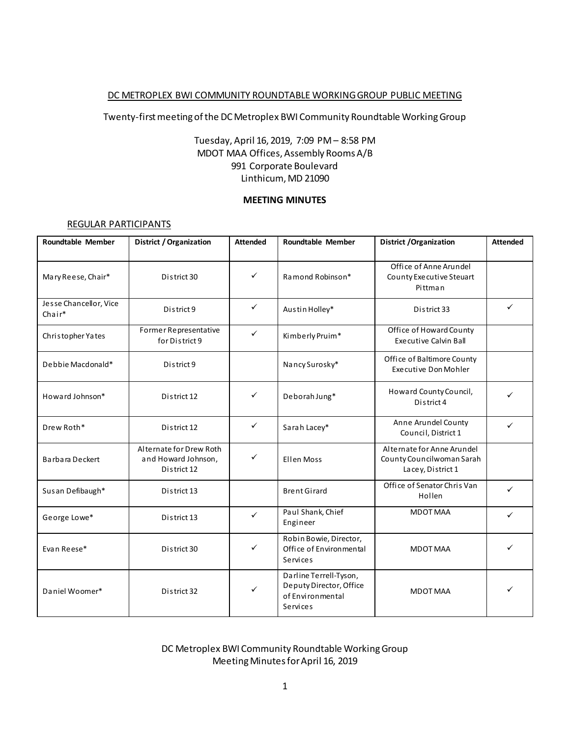# DC METROPLEX BWI COMMUNITY ROUNDTABLE WORKING GROUP PUBLIC MEETING

Twenty-first meeting of the DC Metroplex BWI Community Roundtable Working Group

Tuesday, April 16, 2019, 7:09 PM – 8:58 PM
MDOT MAA Offices, Assembly Rooms A/B
991 Corporate Boulevard
Linthicum, MD 21090

**MEETING MINUTES**

## REGULAR PARTICIPANTS

| Roundtable Member | District / Organization | Attended | Roundtable Member | District /Organization | Attended |
|---|---|---|---|---|---|
| Mary Reese, Chair* | District 30 | ✓ | Ramond Robinson* | Office of Anne Arundel County Executive Steuart Pittman | |
| Jesse Chancellor, Vice Chair* | District 9 | ✓ | Austin Holley* | District 33 | ✓ |
| Christopher Yates | Former Representative for District 9 | ✓ | Kimberly Pruim* | Office of Howard County Executive Calvin Ball | |
| Debbie Macdonald* | District 9 | | Nancy Surosky* | Office of Baltimore County Executive Don Mohler | |
| Howard Johnson* | District 12 | ✓ | Deborah Jung* | Howard County Council, District 4 | ✓ |
| Drew Roth* | District 12 | ✓ | Sarah Lacey* | Anne Arundel County Council, District 1 | ✓ |
| Barbara Deckert | Alternate for Drew Roth and Howard Johnson, District 12 | ✓ | Ellen Moss | Alternate for Anne Arundel County Councilwoman Sarah Lacey, District 1 | |
| Susan Defibaugh* | District 13 | | Brent Girard | Office of Senator Chris Van Hollen | ✓ |
| George Lowe* | District 13 | ✓ | Paul Shank, Chief Engineer | MDOT MAA | ✓ |
| Evan Reese* | District 30 | ✓ | Robin Bowie, Director, Office of Environmental Services | MDOT MAA | ✓ |
| Daniel Woomer* | District 32 | ✓ | Darline Terrell-Tyson, Deputy Director, Office of Environmental Services | MDOT MAA | ✓ |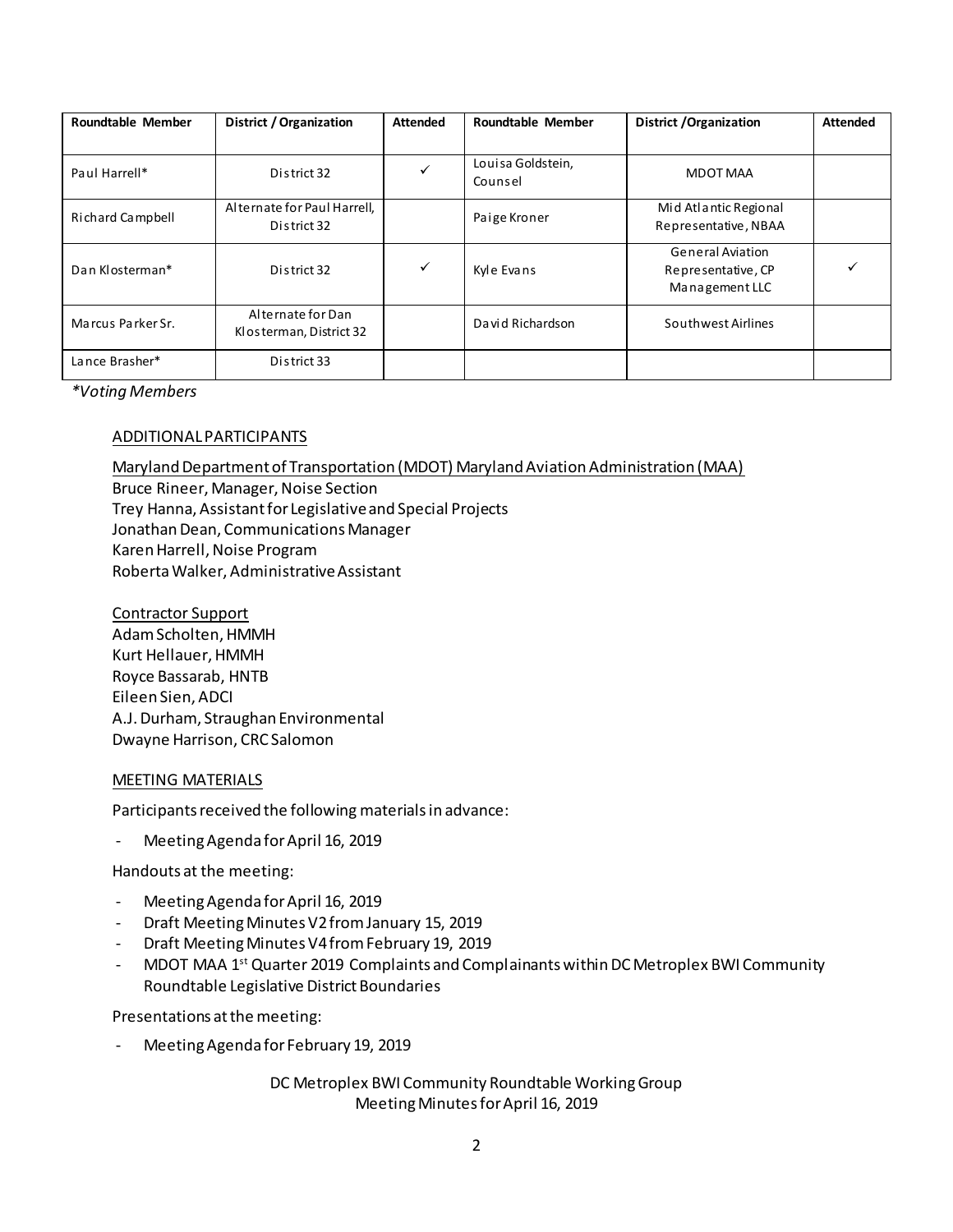| Roundtable Member | District / Organization | Attended | Roundtable Member | District /Organization | Attended |
|---|---|---|---|---|---|
| Paul Harrell* | District 32 | ✓ | Louisa Goldstein, Counsel | MDOT MAA | |
| Richard Campbell | Alternate for Paul Harrell, District 32 | | Paige Kroner | Mid Atlantic Regional Representative, NBAA | |
| Dan Klosterman* | District 32 | ✓ | Kyle Evans | General Aviation Representative, CP Management LLC | ✓ |
| Marcus Parker Sr. | Alternate for Dan Klosterman, District 32 | | David Richardson | Southwest Airlines | |
| Lance Brasher* | District 33 | | | | |

*Voting Members*

ADDITIONAL PARTICIPANTS

Maryland Department of Transportation (MDOT) Maryland Aviation Administration (MAA)
Bruce Rineer, Manager, Noise Section
Trey Hanna, Assistant for Legislative and Special Projects
Jonathan Dean, Communications Manager
Karen Harrell, Noise Program
Roberta Walker, Administrative Assistant

Contractor Support
Adam Scholten, HMMH
Kurt Hellauer, HMMH
Royce Bassarab, HNTB
Eileen Sien, ADCI
A.J. Durham, Straughan Environmental
Dwayne Harrison, CRC Salomon

MEETING MATERIALS

Participants received the following materials in advance:

- Meeting Agenda for April 16, 2019

Handouts at the meeting:

- Meeting Agenda for April 16, 2019
- Draft Meeting Minutes V2 from January 15, 2019
- Draft Meeting Minutes V4 from February 19, 2019
- MDOT MAA 1st Quarter 2019 Complaints and Complainants within DC Metroplex BWI Community Roundtable Legislative District Boundaries

Presentations at the meeting:

- Meeting Agenda for February 19, 2019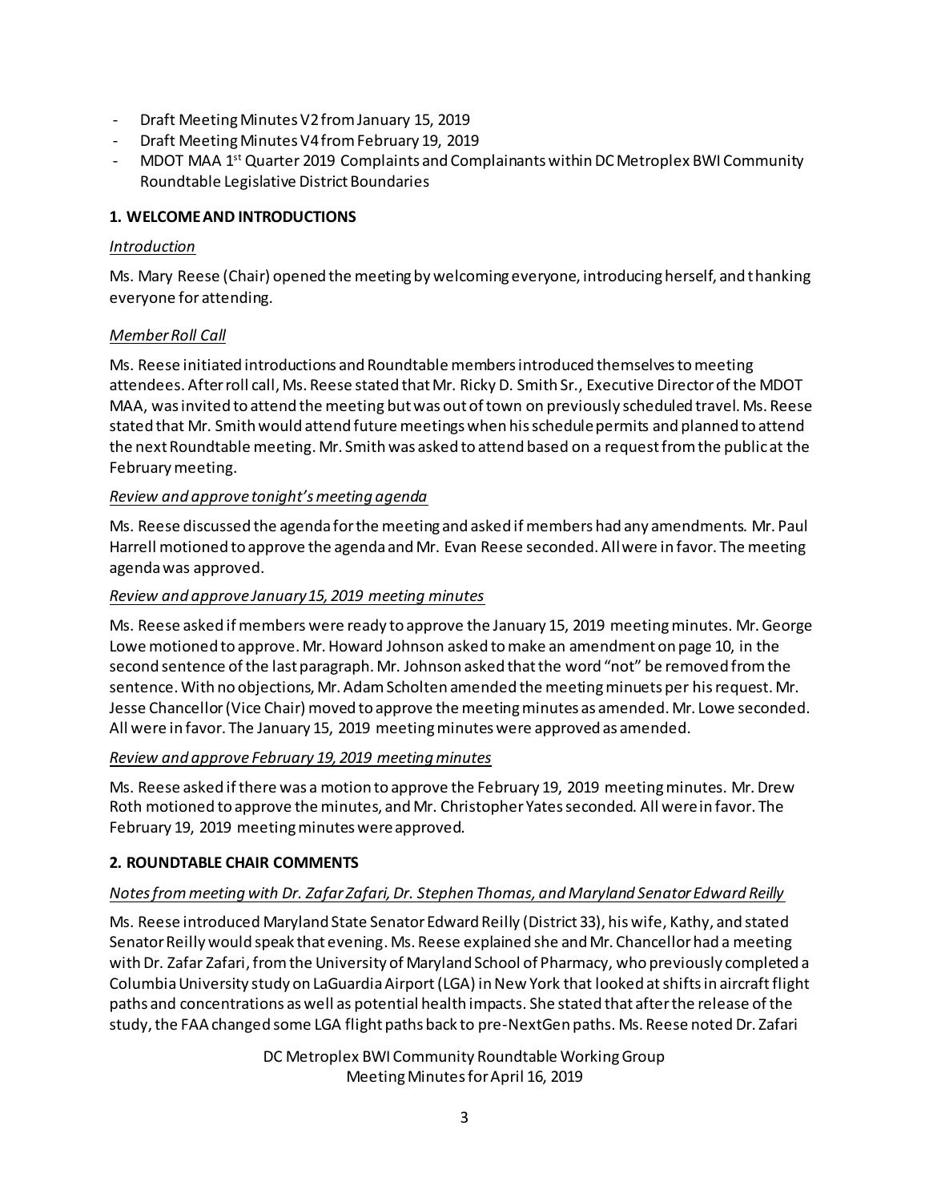- Draft Meeting Minutes V2 from January 15, 2019
- Draft Meeting Minutes V4 from February 19, 2019
- MDOT MAA 1st Quarter 2019 Complaints and Complainants within DC Metroplex BWI Community Roundtable Legislative District Boundaries

**1. WELCOME AND INTRODUCTIONS**

*Introduction*

Ms. Mary Reese (Chair) opened the meeting by welcoming everyone, introducing herself, and thanking everyone for attending.

*Member Roll Call*

Ms. Reese initiated introductions and Roundtable members introduced themselves to meeting attendees. After roll call, Ms. Reese stated that Mr. Ricky D. Smith Sr., Executive Director of the MDOT MAA, was invited to attend the meeting but was out of town on previously scheduled travel. Ms. Reese stated that Mr. Smith would attend future meetings when his schedule permits and planned to attend the next Roundtable meeting. Mr. Smith was asked to attend based on a request from the public at the February meeting.

*Review and approve tonight's meeting agenda*

Ms. Reese discussed the agenda for the meeting and asked if members had any amendments. Mr. Paul Harrell motioned to approve the agenda and Mr. Evan Reese seconded. All were in favor. The meeting agenda was approved.

*Review and approve January 15, 2019 meeting minutes*

Ms. Reese asked if members were ready to approve the January 15, 2019 meeting minutes. Mr. George Lowe motioned to approve. Mr. Howard Johnson asked to make an amendment on page 10, in the second sentence of the last paragraph. Mr. Johnson asked that the word "not" be removed from the sentence. With no objections, Mr. Adam Scholten amended the meeting minuets per his request. Mr. Jesse Chancellor (Vice Chair) moved to approve the meeting minutes as amended. Mr. Lowe seconded. All were in favor. The January 15, 2019 meeting minutes were approved as amended.

*Review and approve February 19, 2019 meeting minutes*

Ms. Reese asked if there was a motion to approve the February 19, 2019 meeting minutes. Mr. Drew Roth motioned to approve the minutes, and Mr. Christopher Yates seconded. All were in favor. The February 19, 2019 meeting minutes were approved.

**2. ROUNDTABLE CHAIR COMMENTS**

*Notes from meeting with Dr. Zafar Zafari, Dr. Stephen Thomas, and Maryland Senator Edward Reilly*

Ms. Reese introduced Maryland State Senator Edward Reilly (District 33), his wife, Kathy, and stated Senator Reilly would speak that evening. Ms. Reese explained she and Mr. Chancellor had a meeting with Dr. Zafar Zafari, from the University of Maryland School of Pharmacy, who previously completed a Columbia University study on LaGuardia Airport (LGA) in New York that looked at shifts in aircraft flight paths and concentrations as well as potential health impacts. She stated that after the release of the study, the FAA changed some LGA flight paths back to pre-NextGen paths. Ms. Reese noted Dr. Zafari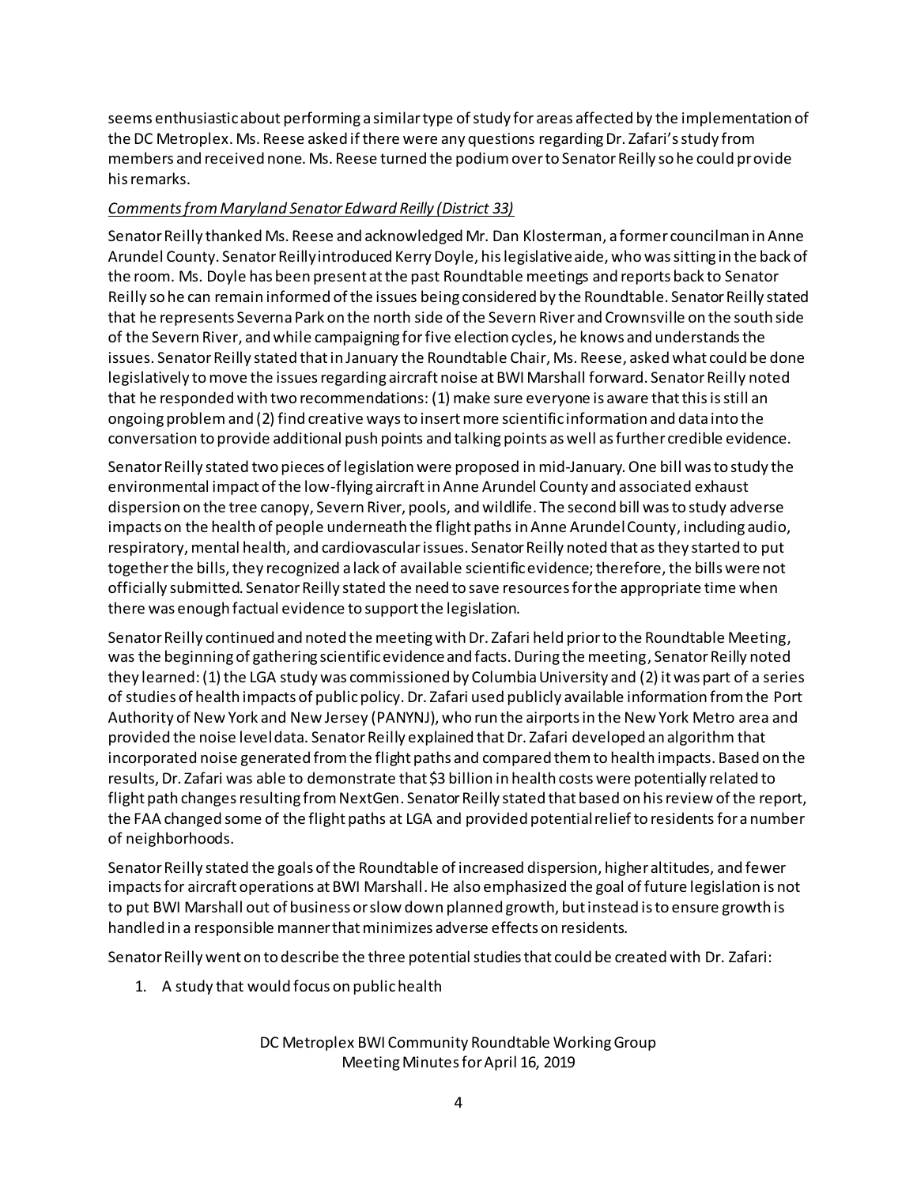seems enthusiastic about performing a similar type of study for areas affected by the implementation of the DC Metroplex. Ms. Reese asked if there were any questions regarding Dr. Zafari's study from members and received none. Ms. Reese turned the podium over to Senator Reilly so he could provide his remarks.

*Comments from Maryland Senator Edward Reilly (District 33)*

Senator Reilly thanked Ms. Reese and acknowledged Mr. Dan Klosterman, a former councilman in Anne Arundel County. Senator Reilly introduced Kerry Doyle, his legislative aide, who was sitting in the back of the room. Ms. Doyle has been present at the past Roundtable meetings and reports back to Senator Reilly so he can remain informed of the issues being considered by the Roundtable. Senator Reilly stated that he represents Severna Park on the north side of the Severn River and Crownsville on the south side of the Severn River, and while campaigning for five election cycles, he knows and understands the issues. Senator Reilly stated that in January the Roundtable Chair, Ms. Reese, asked what could be done legislatively to move the issues regarding aircraft noise at BWI Marshall forward. Senator Reilly noted that he responded with two recommendations: (1) make sure everyone is aware that this is still an ongoing problem and (2) find creative ways to insert more scientific information and data into the conversation to provide additional push points and talking points as well as further credible evidence.

Senator Reilly stated two pieces of legislation were proposed in mid-January. One bill was to study the environmental impact of the low-flying aircraft in Anne Arundel County and associated exhaust dispersion on the tree canopy, Severn River, pools, and wildlife. The second bill was to study adverse impacts on the health of people underneath the flight paths in Anne Arundel County, including audio, respiratory, mental health, and cardiovascular issues. Senator Reilly noted that as they started to put together the bills, they recognized a lack of available scientific evidence; therefore, the bills were not officially submitted. Senator Reilly stated the need to save resources for the appropriate time when there was enough factual evidence to support the legislation.

Senator Reilly continued and noted the meeting with Dr. Zafari held prior to the Roundtable Meeting, was the beginning of gathering scientific evidence and facts. During the meeting, Senator Reilly noted they learned: (1) the LGA study was commissioned by Columbia University and (2) it was part of a series of studies of health impacts of public policy. Dr. Zafari used publicly available information from the Port Authority of New York and New Jersey (PANYNJ), who run the airports in the New York Metro area and provided the noise level data. Senator Reilly explained that Dr. Zafari developed an algorithm that incorporated noise generated from the flight paths and compared them to health impacts. Based on the results, Dr. Zafari was able to demonstrate that $3 billion in health costs were potentially related to flight path changes resulting from NextGen. Senator Reilly stated that based on his review of the report, the FAA changed some of the flight paths at LGA and provided potential relief to residents for a number of neighborhoods.

Senator Reilly stated the goals of the Roundtable of increased dispersion, higher altitudes, and fewer impacts for aircraft operations at BWI Marshall. He also emphasized the goal of future legislation is not to put BWI Marshall out of business or slow down planned growth, but instead is to ensure growth is handled in a responsible manner that minimizes adverse effects on residents.

Senator Reilly went on to describe the three potential studies that could be created with Dr. Zafari:

1. A study that would focus on public health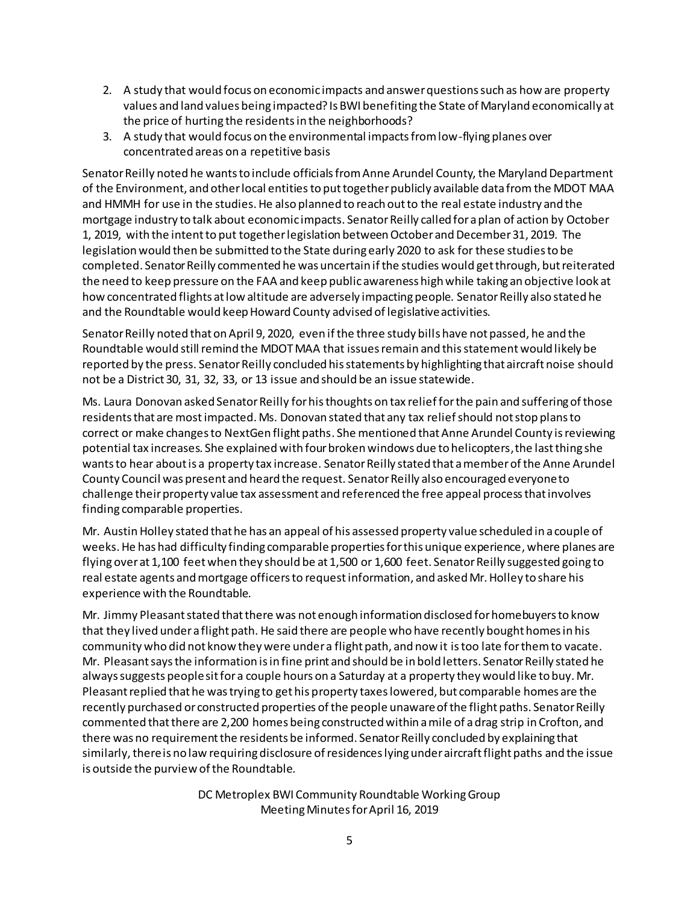2. A study that would focus on economic impacts and answer questions such as how are property values and land values being impacted? Is BWI benefiting the State of Maryland economically at the price of hurting the residents in the neighborhoods?
3. A study that would focus on the environmental impacts from low-flying planes over concentrated areas on a repetitive basis

Senator Reilly noted he wants to include officials from Anne Arundel County, the Maryland Department of the Environment, and other local entities to put together publicly available data from the MDOT MAA and HMMH for use in the studies. He also planned to reach out to the real estate industry and the mortgage industry to talk about economic impacts. Senator Reilly called for a plan of action by October 1, 2019, with the intent to put together legislation between October and December 31, 2019. The legislation would then be submitted to the State during early 2020 to ask for these studies to be completed. Senator Reilly commented he was uncertain if the studies would get through, but reiterated the need to keep pressure on the FAA and keep public awareness high while taking an objective look at how concentrated flights at low altitude are adversely impacting people. Senator Reilly also stated he and the Roundtable would keep Howard County advised of legislative activities.

Senator Reilly noted that on April 9, 2020, even if the three study bills have not passed, he and the Roundtable would still remind the MDOT MAA that issues remain and this statement would likely be reported by the press. Senator Reilly concluded his statements by highlighting that aircraft noise should not be a District 30, 31, 32, 33, or 13 issue and should be an issue statewide.

Ms. Laura Donovan asked Senator Reilly for his thoughts on tax relief for the pain and suffering of those residents that are most impacted. Ms. Donovan stated that any tax relief should not stop plans to correct or make changes to NextGen flight paths. She mentioned that Anne Arundel County is reviewing potential tax increases. She explained with four broken windows due to helicopters, the last thing she wants to hear about is a property tax increase. Senator Reilly stated that a member of the Anne Arundel County Council was present and heard the request. Senator Reilly also encouraged everyone to challenge their property value tax assessment and referenced the free appeal process that involves finding comparable properties.

Mr. Austin Holley stated that he has an appeal of his assessed property value scheduled in a couple of weeks. He has had difficulty finding comparable properties for this unique experience, where planes are flying over at 1,100 feet when they should be at 1,500 or 1,600 feet. Senator Reilly suggested going to real estate agents and mortgage officers to request information, and asked Mr. Holley to share his experience with the Roundtable.

Mr. Jimmy Pleasant stated that there was not enough information disclosed for homebuyers to know that they lived under a flight path. He said there are people who have recently bought homes in his community who did not know they were under a flight path, and now it is too late for them to vacate. Mr. Pleasant says the information is in fine print and should be in bold letters. Senator Reilly stated he always suggests people sit for a couple hours on a Saturday at a property they would like to buy. Mr. Pleasant replied that he was trying to get his property taxes lowered, but comparable homes are the recently purchased or constructed properties of the people unaware of the flight paths. Senator Reilly commented that there are 2,200 homes being constructed within a mile of a drag strip in Crofton, and there was no requirement the residents be informed. Senator Reilly concluded by explaining that similarly, there is no law requiring disclosure of residences lying under aircraft flight paths and the issue is outside the purview of the Roundtable.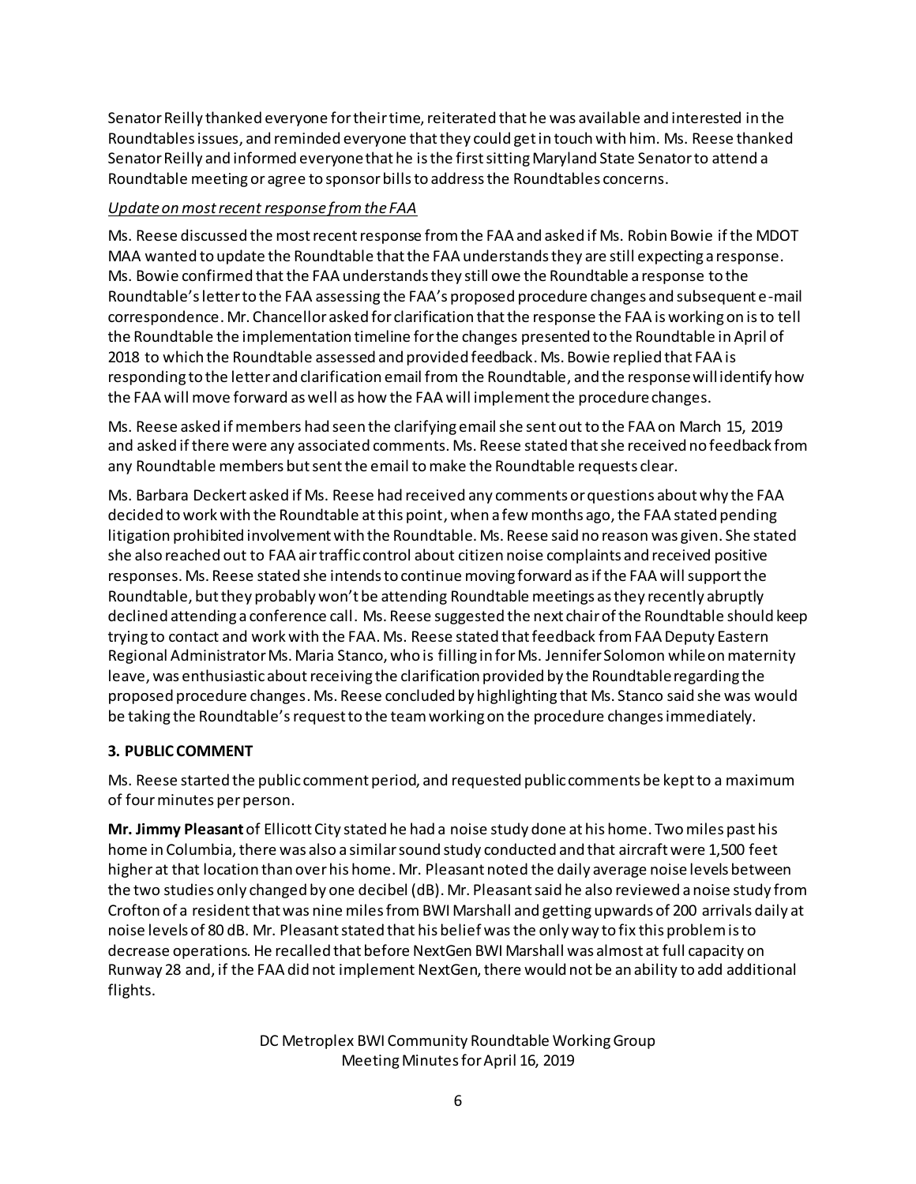Senator Reilly thanked everyone for their time, reiterated that he was available and interested in the Roundtables issues, and reminded everyone that they could get in touch with him. Ms. Reese thanked Senator Reilly and informed everyone that he is the first sitting Maryland State Senator to attend a Roundtable meeting or agree to sponsor bills to address the Roundtables concerns.

*Update on most recent response from the FAA*

Ms. Reese discussed the most recent response from the FAA and asked if Ms. Robin Bowie if the MDOT MAA wanted to update the Roundtable that the FAA understands they are still expecting a response. Ms. Bowie confirmed that the FAA understands they still owe the Roundtable a response to the Roundtable's letter to the FAA assessing the FAA's proposed procedure changes and subsequent e-mail correspondence. Mr. Chancellor asked for clarification that the response the FAA is working on is to tell the Roundtable the implementation timeline for the changes presented to the Roundtable in April of 2018 to which the Roundtable assessed and provided feedback. Ms. Bowie replied that FAA is responding to the letter and clarification email from the Roundtable, and the response will identify how the FAA will move forward as well as how the FAA will implement the procedure changes.

Ms. Reese asked if members had seen the clarifying email she sent out to the FAA on March 15, 2019 and asked if there were any associated comments. Ms. Reese stated that she received no feedback from any Roundtable members but sent the email to make the Roundtable requests clear.

Ms. Barbara Deckert asked if Ms. Reese had received any comments or questions about why the FAA decided to work with the Roundtable at this point, when a few months ago, the FAA stated pending litigation prohibited involvement with the Roundtable. Ms. Reese said no reason was given. She stated she also reached out to FAA air traffic control about citizen noise complaints and received positive responses. Ms. Reese stated she intends to continue moving forward as if the FAA will support the Roundtable, but they probably won't be attending Roundtable meetings as they recently abruptly declined attending a conference call. Ms. Reese suggested the next chair of the Roundtable should keep trying to contact and work with the FAA. Ms. Reese stated that feedback from FAA Deputy Eastern Regional Administrator Ms. Maria Stanco, who is filling in for Ms. Jennifer Solomon while on maternity leave, was enthusiastic about receiving the clarification provided by the Roundtable regarding the proposed procedure changes. Ms. Reese concluded by highlighting that Ms. Stanco said she was would be taking the Roundtable's request to the team working on the procedure changes immediately.

## 3. PUBLIC COMMENT

Ms. Reese started the public comment period, and requested public comments be kept to a maximum of four minutes per person.

**Mr. Jimmy Pleasant** of Ellicott City stated he had a noise study done at his home. Two miles past his home in Columbia, there was also a similar sound study conducted and that aircraft were 1,500 feet higher at that location than over his home. Mr. Pleasant noted the daily average noise levels between the two studies only changed by one decibel (dB). Mr. Pleasant said he also reviewed a noise study from Crofton of a resident that was nine miles from BWI Marshall and getting upwards of 200 arrivals daily at noise levels of 80 dB. Mr. Pleasant stated that his belief was the only way to fix this problem is to decrease operations. He recalled that before NextGen BWI Marshall was almost at full capacity on Runway 28 and, if the FAA did not implement NextGen, there would not be an ability to add additional flights.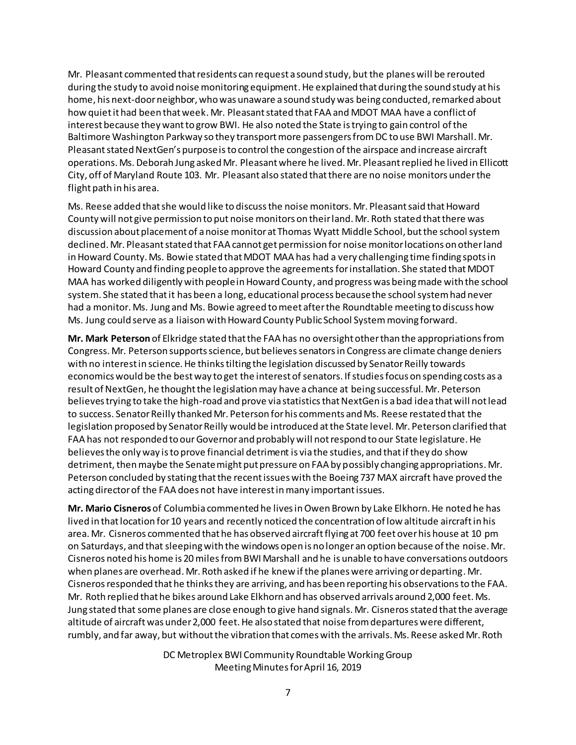Mr. Pleasant commented that residents can request a sound study, but the planes will be rerouted during the study to avoid noise monitoring equipment. He explained that during the sound study at his home, his next-door neighbor, who was unaware a sound study was being conducted, remarked about how quiet it had been that week. Mr. Pleasant stated that FAA and MDOT MAA have a conflict of interest because they want to grow BWI. He also noted the State is trying to gain control of the Baltimore Washington Parkway so they transport more passengers from DC to use BWI Marshall. Mr. Pleasant stated NextGen's purpose is to control the congestion of the airspace and increase aircraft operations. Ms. Deborah Jung asked Mr. Pleasant where he lived. Mr. Pleasant replied he lived in Ellicott City, off of Maryland Route 103. Mr. Pleasant also stated that there are no noise monitors under the flight path in his area.

Ms. Reese added that she would like to discuss the noise monitors. Mr. Pleasant said that Howard County will not give permission to put noise monitors on their land. Mr. Roth stated that there was discussion about placement of a noise monitor at Thomas Wyatt Middle School, but the school system declined. Mr. Pleasant stated that FAA cannot get permission for noise monitor locations on other land in Howard County. Ms. Bowie stated that MDOT MAA has had a very challenging time finding spots in Howard County and finding people to approve the agreements for installation. She stated that MDOT MAA has worked diligently with people in Howard County, and progress was being made with the school system. She stated that it has been a long, educational process because the school system had never had a monitor. Ms. Jung and Ms. Bowie agreed to meet after the Roundtable meeting to discuss how Ms. Jung could serve as a liaison with Howard County Public School System moving forward.

**Mr. Mark Peterson** of Elkridge stated that the FAA has no oversight other than the appropriations from Congress. Mr. Peterson supports science, but believes senators in Congress are climate change deniers with no interest in science. He thinks tilting the legislation discussed by Senator Reilly towards economics would be the best way to get the interest of senators. If studies focus on spending costs as a result of NextGen, he thought the legislation may have a chance at being successful. Mr. Peterson believes trying to take the high-road and prove via statistics that NextGen is a bad idea that will not lead to success. Senator Reilly thanked Mr. Peterson for his comments and Ms. Reese restated that the legislation proposed by Senator Reilly would be introduced at the State level. Mr. Peterson clarified that FAA has not responded to our Governor and probably will not respond to our State legislature. He believes the only way is to prove financial detriment is via the studies, and that if they do show detriment, then maybe the Senate might put pressure on FAA by possibly changing appropriations. Mr. Peterson concluded by stating that the recent issues with the Boeing 737 MAX aircraft have proved the acting director of the FAA does not have interest in many important issues.

**Mr. Mario Cisneros** of Columbia commented he lives in Owen Brown by Lake Elkhorn. He noted he has lived in that location for 10 years and recently noticed the concentration of low altitude aircraft in his area. Mr. Cisneros commented that he has observed aircraft flying at 700 feet over his house at 10 pm on Saturdays, and that sleeping with the windows open is no longer an option because of the noise. Mr. Cisneros noted his home is 20 miles from BWI Marshall and he is unable to have conversations outdoors when planes are overhead. Mr. Roth asked if he knew if the planes were arriving or departing. Mr. Cisneros responded that he thinks they are arriving, and has been reporting his observations to the FAA. Mr. Roth replied that he bikes around Lake Elkhorn and has observed arrivals around 2,000 feet. Ms. Jung stated that some planes are close enough to give hand signals. Mr. Cisneros stated that the average altitude of aircraft was under 2,000 feet. He also stated that noise from departures were different, rumbly, and far away, but without the vibration that comes with the arrivals. Ms. Reese asked Mr. Roth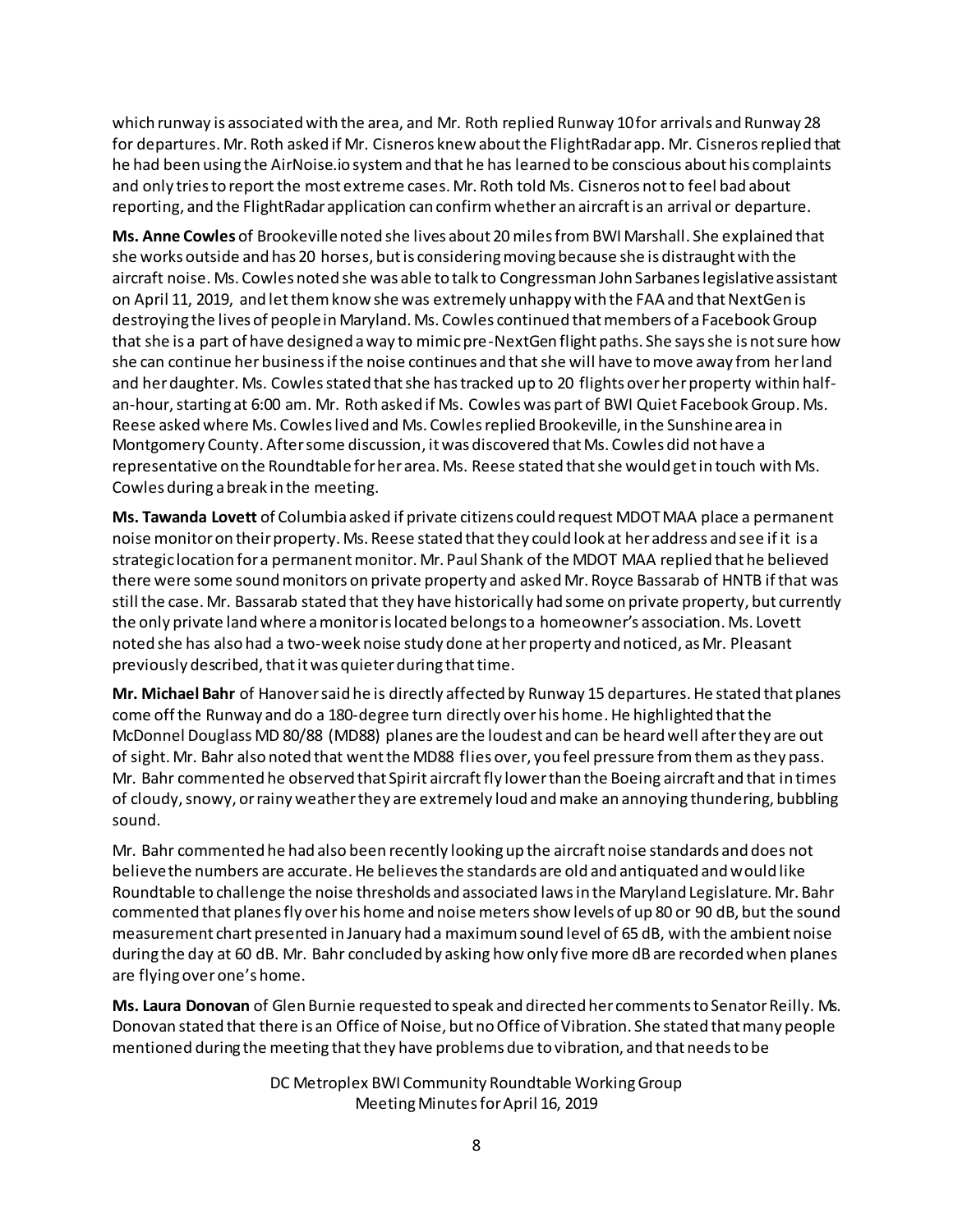which runway is associated with the area, and Mr. Roth replied Runway 10 for arrivals and Runway 28 for departures. Mr. Roth asked if Mr. Cisneros knew about the FlightRadar app. Mr. Cisneros replied that he had been using the AirNoise.io system and that he has learned to be conscious about his complaints and only tries to report the most extreme cases. Mr. Roth told Ms. Cisneros not to feel bad about reporting, and the FlightRadar application can confirm whether an aircraft is an arrival or departure.

**Ms. Anne Cowles** of Brookeville noted she lives about 20 miles from BWI Marshall. She explained that she works outside and has 20 horses, but is considering moving because she is distraught with the aircraft noise. Ms. Cowles noted she was able to talk to Congressman John Sarbanes legislative assistant on April 11, 2019, and let them know she was extremely unhappy with the FAA and that NextGen is destroying the lives of people in Maryland. Ms. Cowles continued that members of a Facebook Group that she is a part of have designed a way to mimic pre-NextGen flight paths. She says she is not sure how she can continue her business if the noise continues and that she will have to move away from her land and her daughter. Ms. Cowles stated that she has tracked up to 20 flights over her property within half-an-hour, starting at 6:00 am. Mr. Roth asked if Ms. Cowles was part of BWI Quiet Facebook Group. Ms. Reese asked where Ms. Cowles lived and Ms. Cowles replied Brookeville, in the Sunshine area in Montgomery County. After some discussion, it was discovered that Ms. Cowles did not have a representative on the Roundtable for her area. Ms. Reese stated that she would get in touch with Ms. Cowles during a break in the meeting.

**Ms. Tawanda Lovett** of Columbia asked if private citizens could request MDOT MAA place a permanent noise monitor on their property. Ms. Reese stated that they could look at her address and see if it is a strategic location for a permanent monitor. Mr. Paul Shank of the MDOT MAA replied that he believed there were some sound monitors on private property and asked Mr. Royce Bassarab of HNTB if that was still the case. Mr. Bassarab stated that they have historically had some on private property, but currently the only private land where a monitor is located belongs to a homeowner's association. Ms. Lovett noted she has also had a two-week noise study done at her property and noticed, as Mr. Pleasant previously described, that it was quieter during that time.

**Mr. Michael Bahr** of Hanover said he is directly affected by Runway 15 departures. He stated that planes come off the Runway and do a 180-degree turn directly over his home. He highlighted that the McDonnel Douglass MD 80/88 (MD88) planes are the loudest and can be heard well after they are out of sight. Mr. Bahr also noted that went the MD88 flies over, you feel pressure from them as they pass. Mr. Bahr commented he observed that Spirit aircraft fly lower than the Boeing aircraft and that in times of cloudy, snowy, or rainy weather they are extremely loud and make an annoying thundering, bubbling sound.

Mr. Bahr commented he had also been recently looking up the aircraft noise standards and does not believe the numbers are accurate. He believes the standards are old and antiquated and would like Roundtable to challenge the noise thresholds and associated laws in the Maryland Legislature. Mr. Bahr commented that planes fly over his home and noise meters show levels of up 80 or 90 dB, but the sound measurement chart presented in January had a maximum sound level of 65 dB, with the ambient noise during the day at 60 dB. Mr. Bahr concluded by asking how only five more dB are recorded when planes are flying over one's home.

**Ms. Laura Donovan** of Glen Burnie requested to speak and directed her comments to Senator Reilly. Ms. Donovan stated that there is an Office of Noise, but no Office of Vibration. She stated that many people mentioned during the meeting that they have problems due to vibration, and that needs to be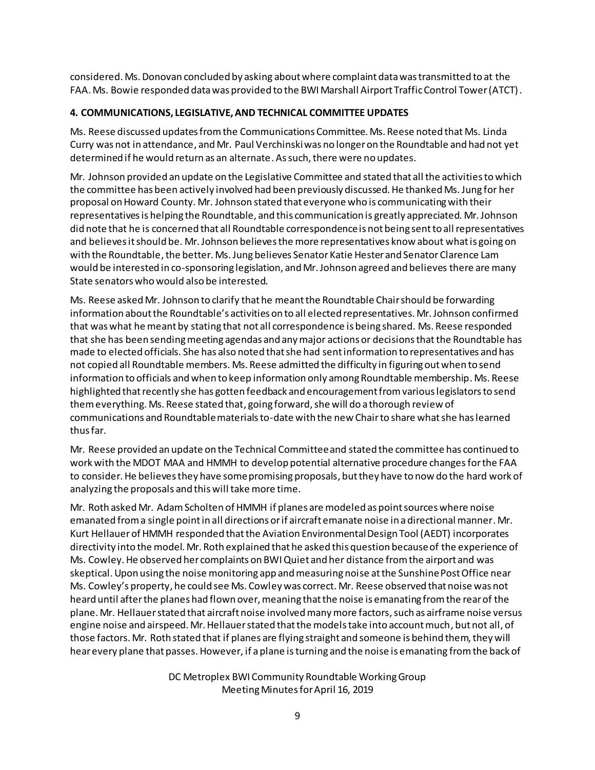considered. Ms. Donovan concluded by asking about where complaint data was transmitted to at the FAA. Ms. Bowie responded data was provided to the BWI Marshall Airport Traffic Control Tower (ATCT).

**4. COMMUNICATIONS, LEGISLATIVE, AND TECHNICAL COMMITTEE UPDATES**

Ms. Reese discussed updates from the Communications Committee. Ms. Reese noted that Ms. Linda Curry was not in attendance, and Mr. Paul Verchinski was no longer on the Roundtable and had not yet determined if he would return as an alternate. As such, there were no updates.

Mr. Johnson provided an update on the Legislative Committee and stated that all the activities to which the committee has been actively involved had been previously discussed. He thanked Ms. Jung for her proposal on Howard County. Mr. Johnson stated that everyone who is communicating with their representatives is helping the Roundtable, and this communication is greatly appreciated. Mr. Johnson did note that he is concerned that all Roundtable correspondence is not being sent to all representatives and believes it should be. Mr. Johnson believes the more representatives know about what is going on with the Roundtable, the better. Ms. Jung believes Senator Katie Hester and Senator Clarence Lam would be interested in co-sponsoring legislation, and Mr. Johnson agreed and believes there are many State senators who would also be interested.

Ms. Reese asked Mr. Johnson to clarify that he meant the Roundtable Chair should be forwarding information about the Roundtable's activities on to all elected representatives. Mr. Johnson confirmed that was what he meant by stating that not all correspondence is being shared. Ms. Reese responded that she has been sending meeting agendas and any major actions or decisions that the Roundtable has made to elected officials. She has also noted that she had sent information to representatives and has not copied all Roundtable members. Ms. Reese admitted the difficulty in figuring out when to send information to officials and when to keep information only among Roundtable membership. Ms. Reese highlighted that recently she has gotten feedback and encouragement from various legislators to send them everything. Ms. Reese stated that, going forward, she will do a thorough review of communications and Roundtable materials to-date with the new Chair to share what she has learned thus far.

Mr. Reese provided an update on the Technical Committee and stated the committee has continued to work with the MDOT MAA and HMMH to develop potential alternative procedure changes for the FAA to consider. He believes they have some promising proposals, but they have to now do the hard work of analyzing the proposals and this will take more time.

Mr. Roth asked Mr. Adam Scholten of HMMH if planes are modeled as point sources where noise emanated from a single point in all directions or if aircraft emanate noise in a directional manner. Mr. Kurt Hellauer of HMMH responded that the Aviation Environmental Design Tool (AEDT) incorporates directivity into the model. Mr. Roth explained that he asked this question because of the experience of Ms. Cowley. He observed her complaints on BWI Quiet and her distance from the airport and was skeptical. Upon using the noise monitoring app and measuring noise at the Sunshine Post Office near Ms. Cowley's property, he could see Ms. Cowley was correct. Mr. Reese observed that noise was not heard until after the planes had flown over, meaning that the noise is emanating from the rear of the plane. Mr. Hellauer stated that aircraft noise involved many more factors, such as airframe noise versus engine noise and airspeed. Mr. Hellauer stated that the models take into account much, but not all, of those factors. Mr. Roth stated that if planes are flying straight and someone is behind them, they will hear every plane that passes. However, if a plane is turning and the noise is emanating from the back of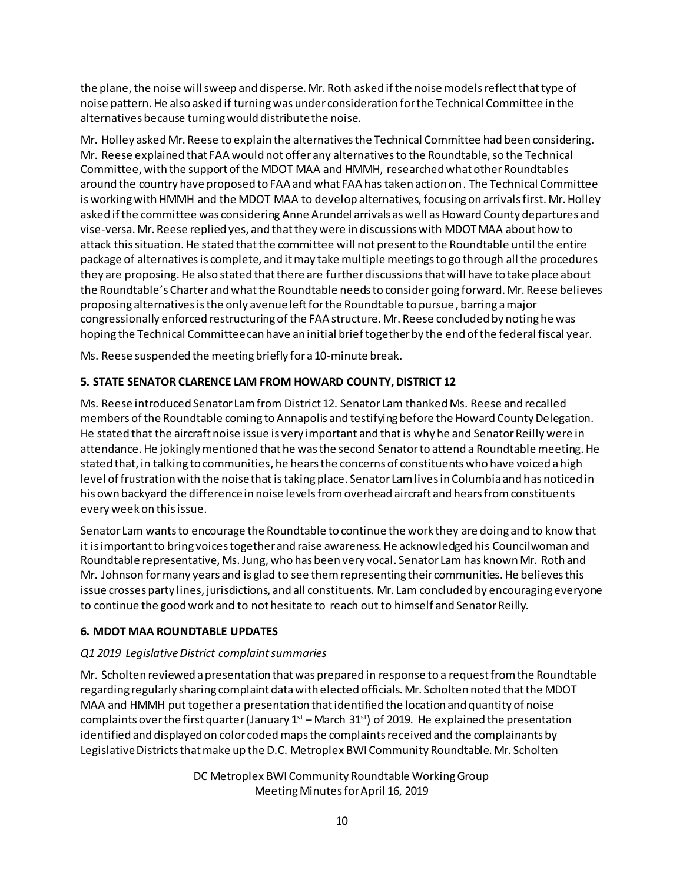the plane, the noise will sweep and disperse. Mr. Roth asked if the noise models reflect that type of noise pattern. He also asked if turning was under consideration for the Technical Committee in the alternatives because turning would distribute the noise.

Mr. Holley asked Mr. Reese to explain the alternatives the Technical Committee had been considering. Mr. Reese explained that FAA would not offer any alternatives to the Roundtable, so the Technical Committee, with the support of the MDOT MAA and HMMH, researched what other Roundtables around the country have proposed to FAA and what FAA has taken action on. The Technical Committee is working with HMMH and the MDOT MAA to develop alternatives, focusing on arrivals first. Mr. Holley asked if the committee was considering Anne Arundel arrivals as well as Howard County departures and vise-versa. Mr. Reese replied yes, and that they were in discussions with MDOT MAA about how to attack this situation. He stated that the committee will not present to the Roundtable until the entire package of alternatives is complete, and it may take multiple meetings to go through all the procedures they are proposing. He also stated that there are further discussions that will have to take place about the Roundtable's Charter and what the Roundtable needs to consider going forward. Mr. Reese believes proposing alternatives is the only avenue left for the Roundtable to pursue, barring a major congressionally enforced restructuring of the FAA structure. Mr. Reese concluded by noting he was hoping the Technical Committee can have an initial brief together by the end of the federal fiscal year.

Ms. Reese suspended the meeting briefly for a 10-minute break.

**5. STATE SENATOR CLARENCE LAM FROM HOWARD COUNTY, DISTRICT 12**

Ms. Reese introduced Senator Lam from District 12. Senator Lam thanked Ms. Reese and recalled members of the Roundtable coming to Annapolis and testifying before the Howard County Delegation. He stated that the aircraft noise issue is very important and that is why he and Senator Reilly were in attendance. He jokingly mentioned that he was the second Senator to attend a Roundtable meeting. He stated that, in talking to communities, he hears the concerns of constituents who have voiced a high level of frustration with the noise that is taking place. Senator Lam lives in Columbia and has noticed in his own backyard the difference in noise levels from overhead aircraft and hears from constituents every week on this issue.

Senator Lam wants to encourage the Roundtable to continue the work they are doing and to know that it is important to bring voices together and raise awareness. He acknowledged his Councilwoman and Roundtable representative, Ms. Jung, who has been very vocal. Senator Lam has known Mr. Roth and Mr. Johnson for many years and is glad to see them representing their communities. He believes this issue crosses party lines, jurisdictions, and all constituents. Mr. Lam concluded by encouraging everyone to continue the good work and to not hesitate to reach out to himself and Senator Reilly.

**6. MDOT MAA ROUNDTABLE UPDATES**

*Q1 2019 Legislative District complaint summaries*

Mr. Scholten reviewed a presentation that was prepared in response to a request from the Roundtable regarding regularly sharing complaint data with elected officials. Mr. Scholten noted that the MDOT MAA and HMMH put together a presentation that identified the location and quantity of noise complaints over the first quarter (January 1st – March 31st) of 2019. He explained the presentation identified and displayed on color coded maps the complaints received and the complainants by Legislative Districts that make up the D.C. Metroplex BWI Community Roundtable. Mr. Scholten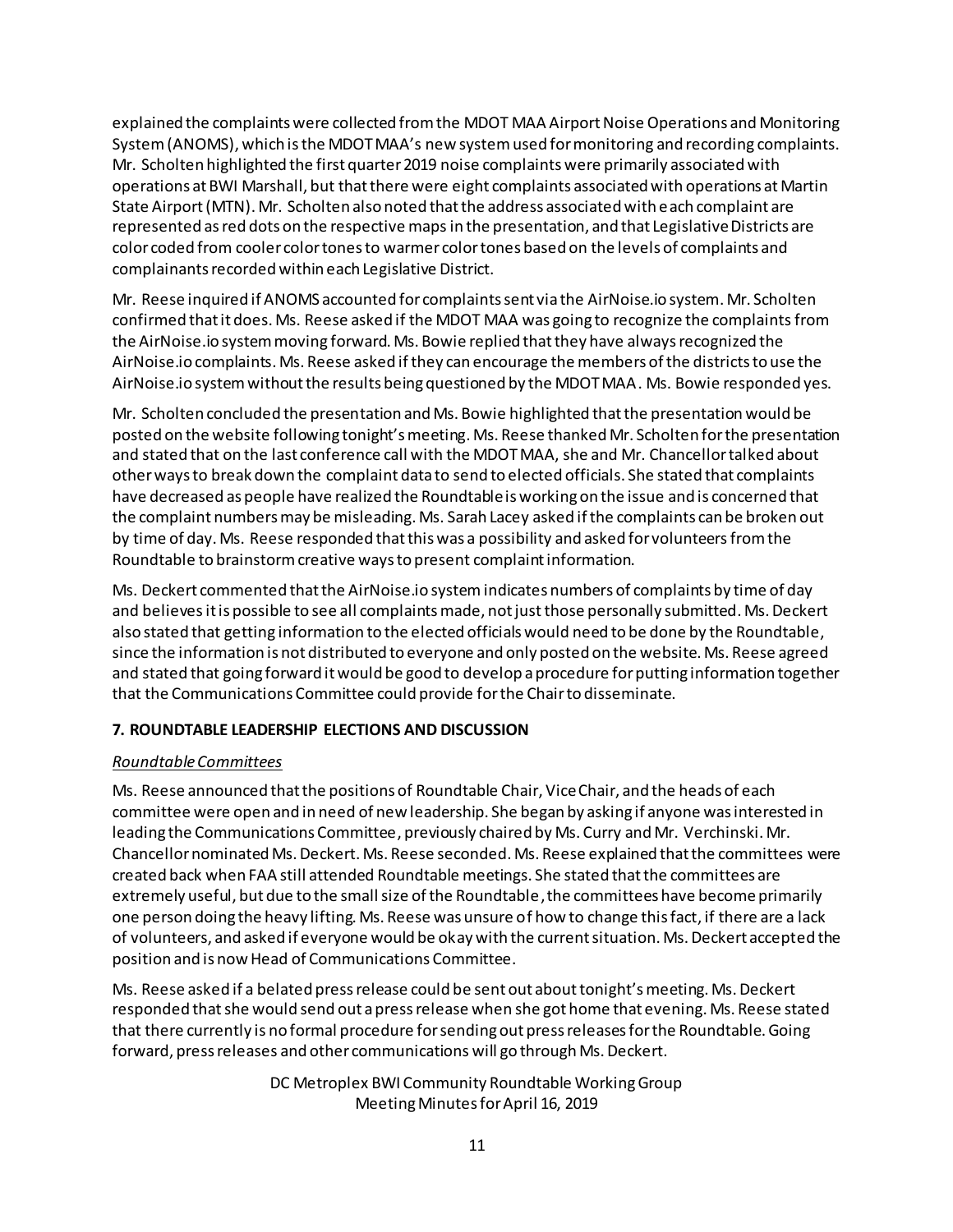explained the complaints were collected from the MDOT MAA Airport Noise Operations and Monitoring System (ANOMS), which is the MDOT MAA's new system used for monitoring and recording complaints. Mr. Scholten highlighted the first quarter 2019 noise complaints were primarily associated with operations at BWI Marshall, but that there were eight complaints associated with operations at Martin State Airport (MTN). Mr. Scholten also noted that the address associated with each complaint are represented as red dots on the respective maps in the presentation, and that Legislative Districts are color coded from cooler color tones to warmer color tones based on the levels of complaints and complainants recorded within each Legislative District.

Mr. Reese inquired if ANOMS accounted for complaints sent via the AirNoise.io system. Mr. Scholten confirmed that it does. Ms. Reese asked if the MDOT MAA was going to recognize the complaints from the AirNoise.io system moving forward. Ms. Bowie replied that they have always recognized the AirNoise.io complaints. Ms. Reese asked if they can encourage the members of the districts to use the AirNoise.io system without the results being questioned by the MDOT MAA. Ms. Bowie responded yes.

Mr. Scholten concluded the presentation and Ms. Bowie highlighted that the presentation would be posted on the website following tonight's meeting. Ms. Reese thanked Mr. Scholten for the presentation and stated that on the last conference call with the MDOT MAA, she and Mr. Chancellor talked about other ways to break down the complaint data to send to elected officials. She stated that complaints have decreased as people have realized the Roundtable is working on the issue and is concerned that the complaint numbers may be misleading. Ms. Sarah Lacey asked if the complaints can be broken out by time of day. Ms. Reese responded that this was a possibility and asked for volunteers from the Roundtable to brainstorm creative ways to present complaint information.

Ms. Deckert commented that the AirNoise.io system indicates numbers of complaints by time of day and believes it is possible to see all complaints made, not just those personally submitted. Ms. Deckert also stated that getting information to the elected officials would need to be done by the Roundtable, since the information is not distributed to everyone and only posted on the website. Ms. Reese agreed and stated that going forward it would be good to develop a procedure for putting information together that the Communications Committee could provide for the Chair to disseminate.

## 7. ROUNDTABLE LEADERSHIP ELECTIONS AND DISCUSSION

*Roundtable Committees*

Ms. Reese announced that the positions of Roundtable Chair, Vice Chair, and the heads of each committee were open and in need of new leadership. She began by asking if anyone was interested in leading the Communications Committee, previously chaired by Ms. Curry and Mr. Verchinski. Mr. Chancellor nominated Ms. Deckert. Ms. Reese seconded. Ms. Reese explained that the committees were created back when FAA still attended Roundtable meetings. She stated that the committees are extremely useful, but due to the small size of the Roundtable, the committees have become primarily one person doing the heavy lifting. Ms. Reese was unsure of how to change this fact, if there are a lack of volunteers, and asked if everyone would be okay with the current situation. Ms. Deckert accepted the position and is now Head of Communications Committee.

Ms. Reese asked if a belated press release could be sent out about tonight's meeting. Ms. Deckert responded that she would send out a press release when she got home that evening. Ms. Reese stated that there currently is no formal procedure for sending out press releases for the Roundtable. Going forward, press releases and other communications will go through Ms. Deckert.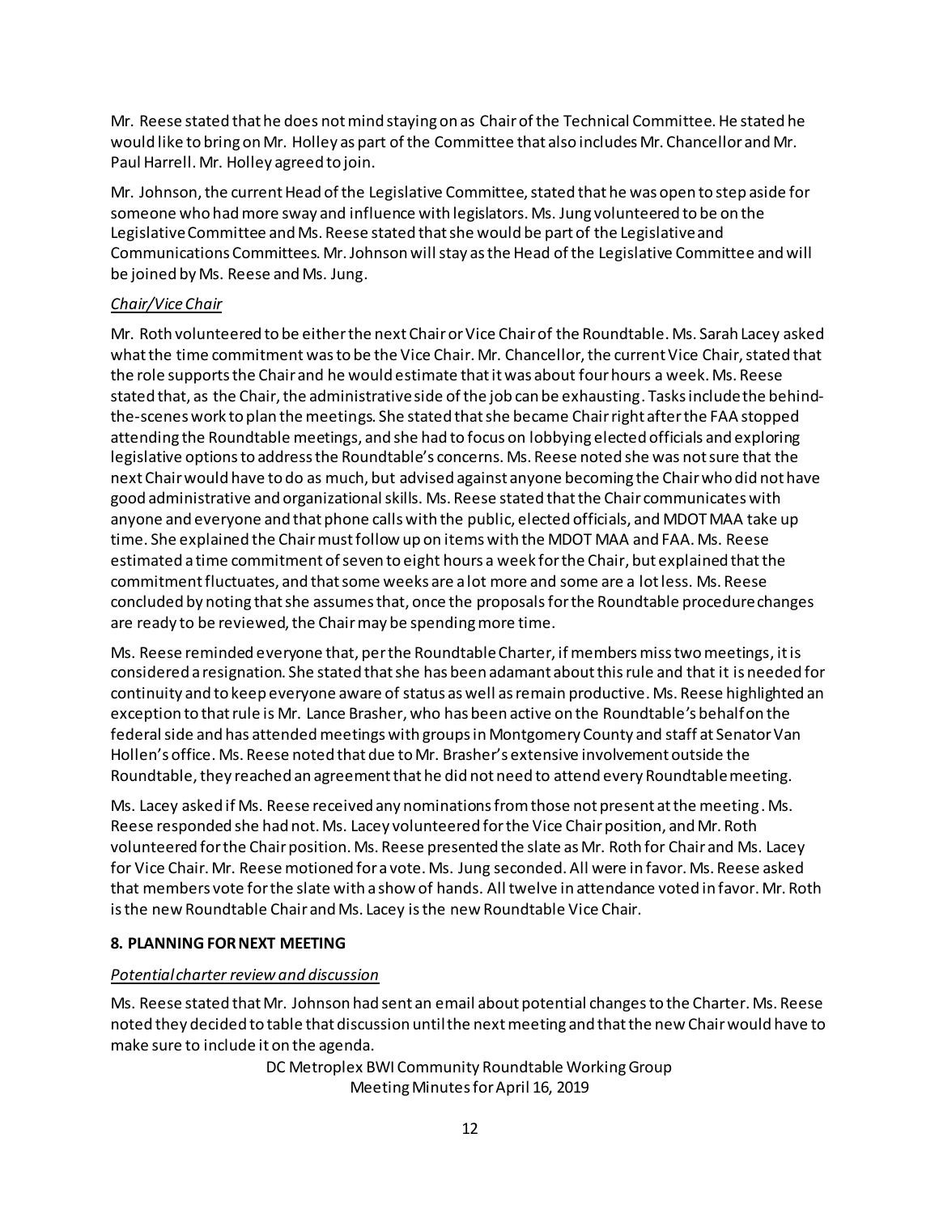Mr. Reese stated that he does not mind staying on as Chair of the Technical Committee. He stated he would like to bring on Mr. Holley as part of the Committee that also includes Mr. Chancellor and Mr. Paul Harrell. Mr. Holley agreed to join.

Mr. Johnson, the current Head of the Legislative Committee, stated that he was open to step aside for someone who had more sway and influence with legislators. Ms. Jung volunteered to be on the Legislative Committee and Ms. Reese stated that she would be part of the Legislative and Communications Committees. Mr. Johnson will stay as the Head of the Legislative Committee and will be joined by Ms. Reese and Ms. Jung.

*Chair/Vice Chair*

Mr. Roth volunteered to be either the next Chair or Vice Chair of the Roundtable. Ms. Sarah Lacey asked what the time commitment was to be the Vice Chair. Mr. Chancellor, the current Vice Chair, stated that the role supports the Chair and he would estimate that it was about four hours a week. Ms. Reese stated that, as the Chair, the administrative side of the job can be exhausting. Tasks include the behind-the-scenes work to plan the meetings. She stated that she became Chair right after the FAA stopped attending the Roundtable meetings, and she had to focus on lobbying elected officials and exploring legislative options to address the Roundtable's concerns. Ms. Reese noted she was not sure that the next Chair would have to do as much, but advised against anyone becoming the Chair who did not have good administrative and organizational skills. Ms. Reese stated that the Chair communicates with anyone and everyone and that phone calls with the public, elected officials, and MDOT MAA take up time. She explained the Chair must follow up on items with the MDOT MAA and FAA. Ms. Reese estimated a time commitment of seven to eight hours a week for the Chair, but explained that the commitment fluctuates, and that some weeks are a lot more and some are a lot less. Ms. Reese concluded by noting that she assumes that, once the proposals for the Roundtable procedure changes are ready to be reviewed, the Chair may be spending more time.

Ms. Reese reminded everyone that, per the Roundtable Charter, if members miss two meetings, it is considered a resignation. She stated that she has been adamant about this rule and that it is needed for continuity and to keep everyone aware of status as well as remain productive. Ms. Reese highlighted an exception to that rule is Mr. Lance Brasher, who has been active on the Roundtable's behalf on the federal side and has attended meetings with groups in Montgomery County and staff at Senator Van Hollen's office. Ms. Reese noted that due to Mr. Brasher's extensive involvement outside the Roundtable, they reached an agreement that he did not need to attend every Roundtable meeting.

Ms. Lacey asked if Ms. Reese received any nominations from those not present at the meeting. Ms. Reese responded she had not. Ms. Lacey volunteered for the Vice Chair position, and Mr. Roth volunteered for the Chair position. Ms. Reese presented the slate as Mr. Roth for Chair and Ms. Lacey for Vice Chair. Mr. Reese motioned for a vote. Ms. Jung seconded. All were in favor. Ms. Reese asked that members vote for the slate with a show of hands. All twelve in attendance voted in favor. Mr. Roth is the new Roundtable Chair and Ms. Lacey is the new Roundtable Vice Chair.

**8. PLANNING FOR NEXT MEETING**

*Potential charter review and discussion*

Ms. Reese stated that Mr. Johnson had sent an email about potential changes to the Charter. Ms. Reese noted they decided to table that discussion until the next meeting and that the new Chair would have to make sure to include it on the agenda.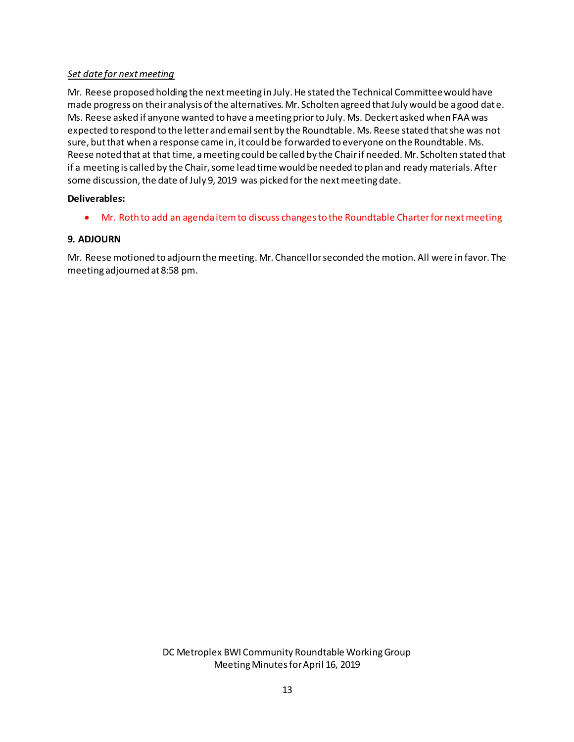*Set date for next meeting*

Mr. Reese proposed holding the next meeting in July. He stated the Technical Committee would have made progress on their analysis of the alternatives. Mr. Scholten agreed that July would be a good date. Ms. Reese asked if anyone wanted to have a meeting prior to July. Ms. Deckert asked when FAA was expected to respond to the letter and email sent by the Roundtable. Ms. Reese stated that she was not sure, but that when a response came in, it could be forwarded to everyone on the Roundtable. Ms. Reese noted that at that time, a meeting could be called by the Chair if needed. Mr. Scholten stated that if a meeting is called by the Chair, some lead time would be needed to plan and ready materials. After some discussion, the date of July 9, 2019 was picked for the next meeting date.

**Deliverables:**

- Mr. Roth to add an agenda item to discuss changes to the Roundtable Charter for next meeting

**9. ADJOURN**

Mr. Reese motioned to adjourn the meeting. Mr. Chancellor seconded the motion. All were in favor. The meeting adjourned at 8:58 pm.